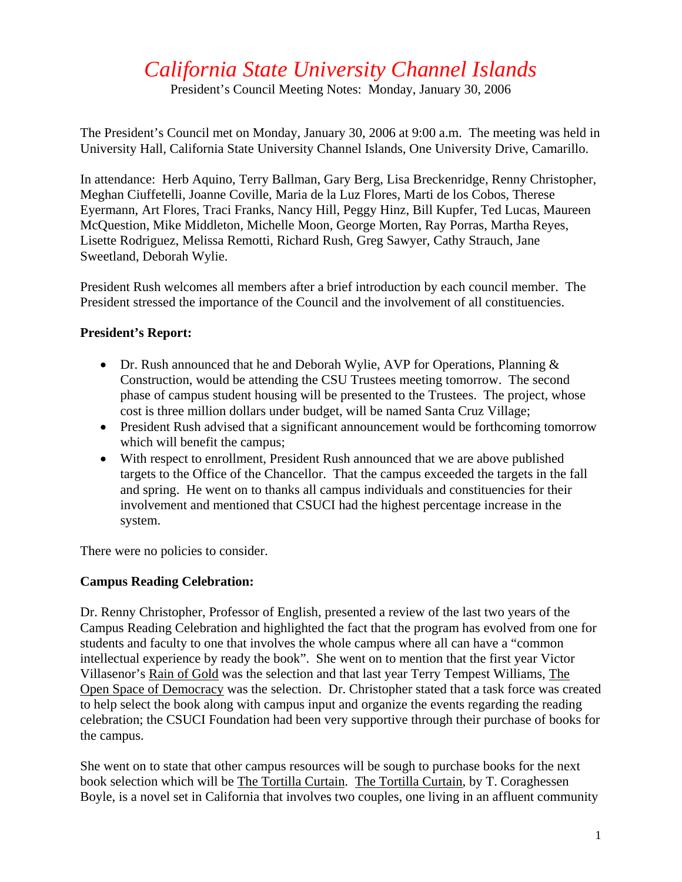# *California State University Channel Islands*

President's Council Meeting Notes: Monday, January 30, 2006

The President's Council met on Monday, January 30, 2006 at 9:00 a.m. The meeting was held in University Hall, California State University Channel Islands, One University Drive, Camarillo.

In attendance: Herb Aquino, Terry Ballman, Gary Berg, Lisa Breckenridge, Renny Christopher, Meghan Ciuffetelli, Joanne Coville, Maria de la Luz Flores, Marti de los Cobos, Therese Eyermann, Art Flores, Traci Franks, Nancy Hill, Peggy Hinz, Bill Kupfer, Ted Lucas, Maureen McQuestion, Mike Middleton, Michelle Moon, George Morten, Ray Porras, Martha Reyes, Lisette Rodriguez, Melissa Remotti, Richard Rush, Greg Sawyer, Cathy Strauch, Jane Sweetland, Deborah Wylie.

President Rush welcomes all members after a brief introduction by each council member. The President stressed the importance of the Council and the involvement of all constituencies.

**President's Report:**

- Dr. Rush announced that he and Deborah Wylie, AVP for Operations, Planning & Construction, would be attending the CSU Trustees meeting tomorrow. The second phase of campus student housing will be presented to the Trustees. The project, whose cost is three million dollars under budget, will be named Santa Cruz Village;
- President Rush advised that a significant announcement would be forthcoming tomorrow which will benefit the campus;
- With respect to enrollment, President Rush announced that we are above published targets to the Office of the Chancellor. That the campus exceeded the targets in the fall and spring. He went on to thanks all campus individuals and constituencies for their involvement and mentioned that CSUCI had the highest percentage increase in the system.

There were no policies to consider.

**Campus Reading Celebration:**

Dr. Renny Christopher, Professor of English, presented a review of the last two years of the Campus Reading Celebration and highlighted the fact that the program has evolved from one for students and faculty to one that involves the whole campus where all can have a "common intellectual experience by ready the book". She went on to mention that the first year Victor Villasenor's Rain of Gold was the selection and that last year Terry Tempest Williams, The Open Space of Democracy was the selection. Dr. Christopher stated that a task force was created to help select the book along with campus input and organize the events regarding the reading celebration; the CSUCI Foundation had been very supportive through their purchase of books for the campus.

She went on to state that other campus resources will be sough to purchase books for the next book selection which will be The Tortilla Curtain. The Tortilla Curtain, by T. Coraghessen Boyle, is a novel set in California that involves two couples, one living in an affluent community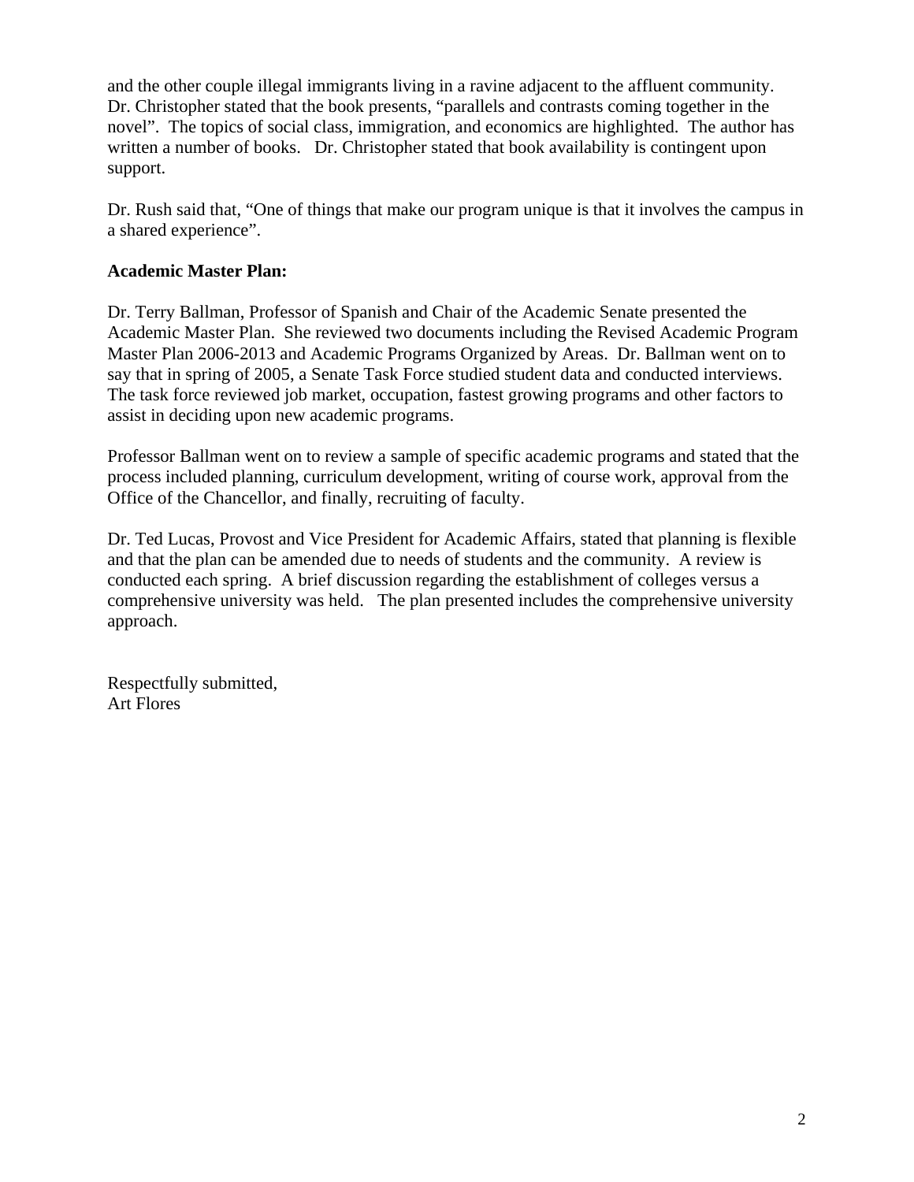and the other couple illegal immigrants living in a ravine adjacent to the affluent community. Dr. Christopher stated that the book presents, "parallels and contrasts coming together in the novel". The topics of social class, immigration, and economics are highlighted. The author has written a number of books. Dr. Christopher stated that book availability is contingent upon support.

Dr. Rush said that, "One of things that make our program unique is that it involves the campus in a shared experience".

**Academic Master Plan:**

Dr. Terry Ballman, Professor of Spanish and Chair of the Academic Senate presented the Academic Master Plan. She reviewed two documents including the Revised Academic Program Master Plan 2006-2013 and Academic Programs Organized by Areas. Dr. Ballman went on to say that in spring of 2005, a Senate Task Force studied student data and conducted interviews. The task force reviewed job market, occupation, fastest growing programs and other factors to assist in deciding upon new academic programs.

Professor Ballman went on to review a sample of specific academic programs and stated that the process included planning, curriculum development, writing of course work, approval from the Office of the Chancellor, and finally, recruiting of faculty.

Dr. Ted Lucas, Provost and Vice President for Academic Affairs, stated that planning is flexible and that the plan can be amended due to needs of students and the community. A review is conducted each spring. A brief discussion regarding the establishment of colleges versus a comprehensive university was held. The plan presented includes the comprehensive university approach.

Respectfully submitted,
Art Flores